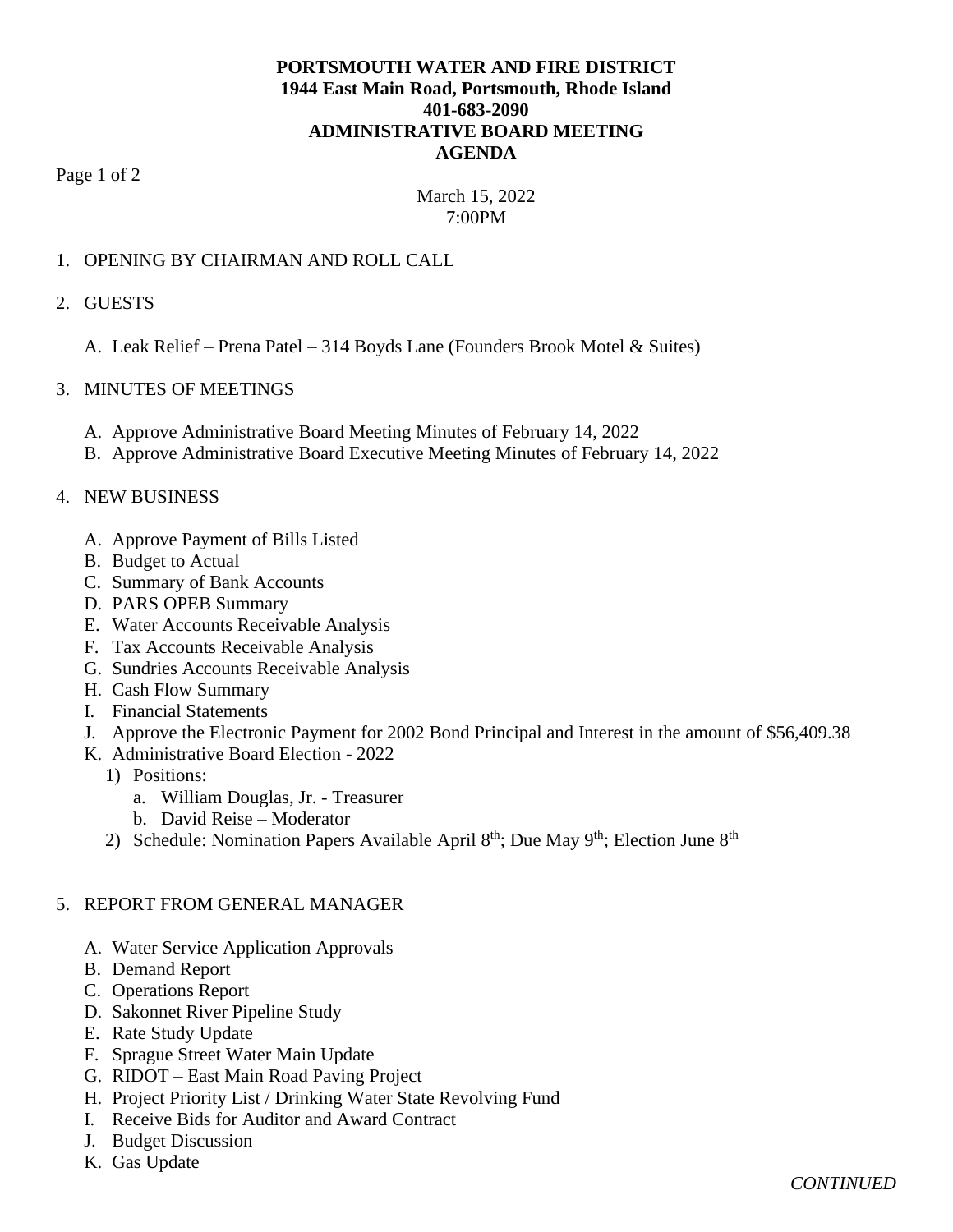**PORTSMOUTH WATER AND FIRE DISTRICT**
**1944 East Main Road, Portsmouth, Rhode Island**
**401-683-2090**
**ADMINISTRATIVE BOARD MEETING**
**AGENDA**

March 15, 2022
7:00PM

1. OPENING BY CHAIRMAN AND ROLL CALL

2. GUESTS

   A. Leak Relief – Prena Patel – 314 Boyds Lane (Founders Brook Motel & Suites)

3. MINUTES OF MEETINGS

   A. Approve Administrative Board Meeting Minutes of February 14, 2022
   B. Approve Administrative Board Executive Meeting Minutes of February 14, 2022

4. NEW BUSINESS

   A. Approve Payment of Bills Listed
   B. Budget to Actual
   C. Summary of Bank Accounts
   D. PARS OPEB Summary
   E. Water Accounts Receivable Analysis
   F. Tax Accounts Receivable Analysis
   G. Sundries Accounts Receivable Analysis
   H. Cash Flow Summary
   I. Financial Statements
   J. Approve the Electronic Payment for 2002 Bond Principal and Interest in the amount of $56,409.38
   K. Administrative Board Election - 2022
      1) Positions:
         a. William Douglas, Jr. - Treasurer
         b. David Reise – Moderator
      2) Schedule: Nomination Papers Available April 8th; Due May 9th; Election June 8th

5. REPORT FROM GENERAL MANAGER

   A. Water Service Application Approvals
   B. Demand Report
   C. Operations Report
   D. Sakonnet River Pipeline Study
   E. Rate Study Update
   F. Sprague Street Water Main Update
   G. RIDOT – East Main Road Paving Project
   H. Project Priority List / Drinking Water State Revolving Fund
   I. Receive Bids for Auditor and Award Contract
   J. Budget Discussion
   K. Gas Update

*CONTINUED*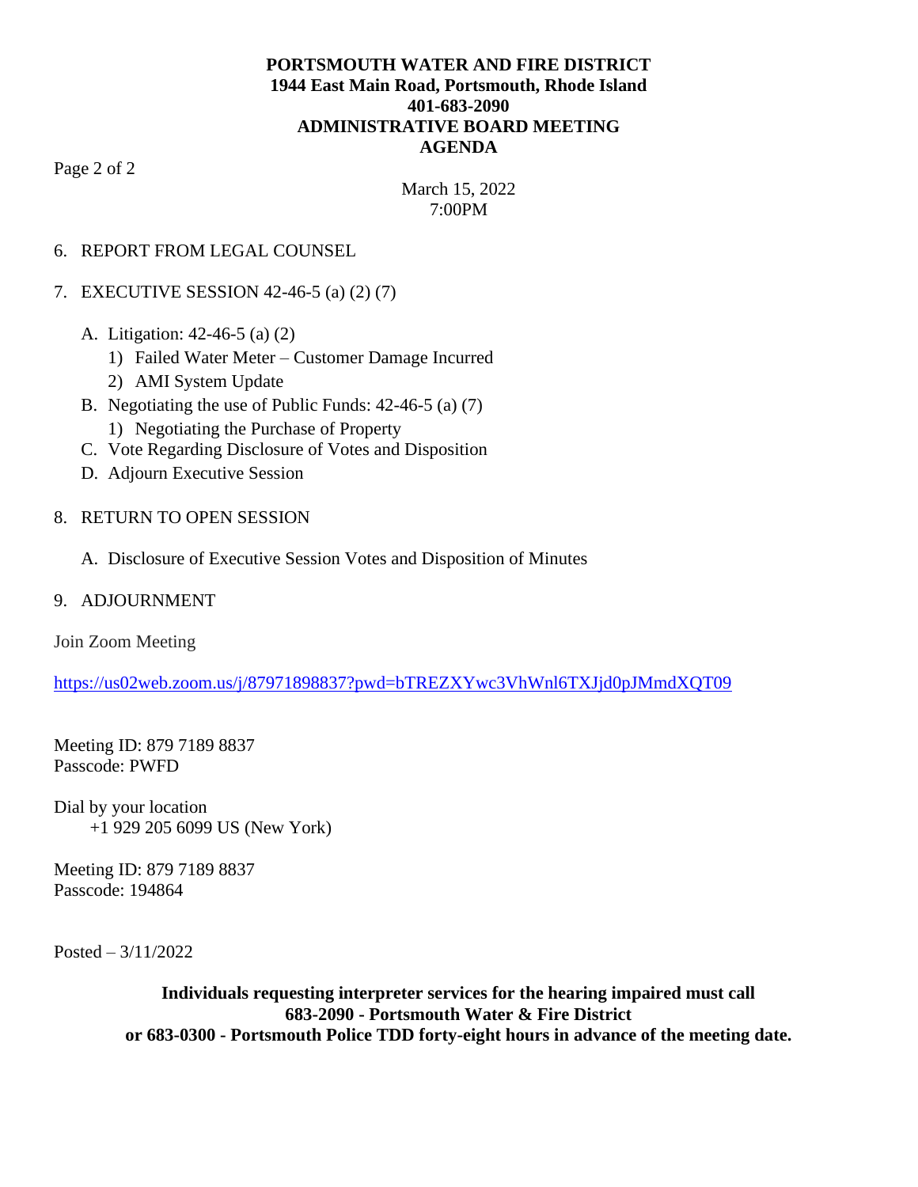**PORTSMOUTH WATER AND FIRE DISTRICT**
**1944 East Main Road, Portsmouth, Rhode Island**
**401-683-2090**
**ADMINISTRATIVE BOARD MEETING**
**AGENDA**

March 15, 2022
7:00PM

6. REPORT FROM LEGAL COUNSEL

7. EXECUTIVE SESSION 42-46-5 (a) (2) (7)

   A. Litigation: 42-46-5 (a) (2)
      1) Failed Water Meter – Customer Damage Incurred
      2) AMI System Update
   B. Negotiating the use of Public Funds: 42-46-5 (a) (7)
      1) Negotiating the Purchase of Property
   C. Vote Regarding Disclosure of Votes and Disposition
   D. Adjourn Executive Session

8. RETURN TO OPEN SESSION

   A. Disclosure of Executive Session Votes and Disposition of Minutes

9. ADJOURNMENT

Join Zoom Meeting

https://us02web.zoom.us/j/87971898837?pwd=bTREZXYwc3VhWnl6TXJjd0pJMmdXQT09

Meeting ID: 879 7189 8837
Passcode: PWFD

Dial by your location
+1 929 205 6099 US (New York)

Meeting ID: 879 7189 8837
Passcode: 194864

Posted – 3/11/2022

**Individuals requesting interpreter services for the hearing impaired must call 683-2090 - Portsmouth Water & Fire District or 683-0300 - Portsmouth Police TDD forty-eight hours in advance of the meeting date.**